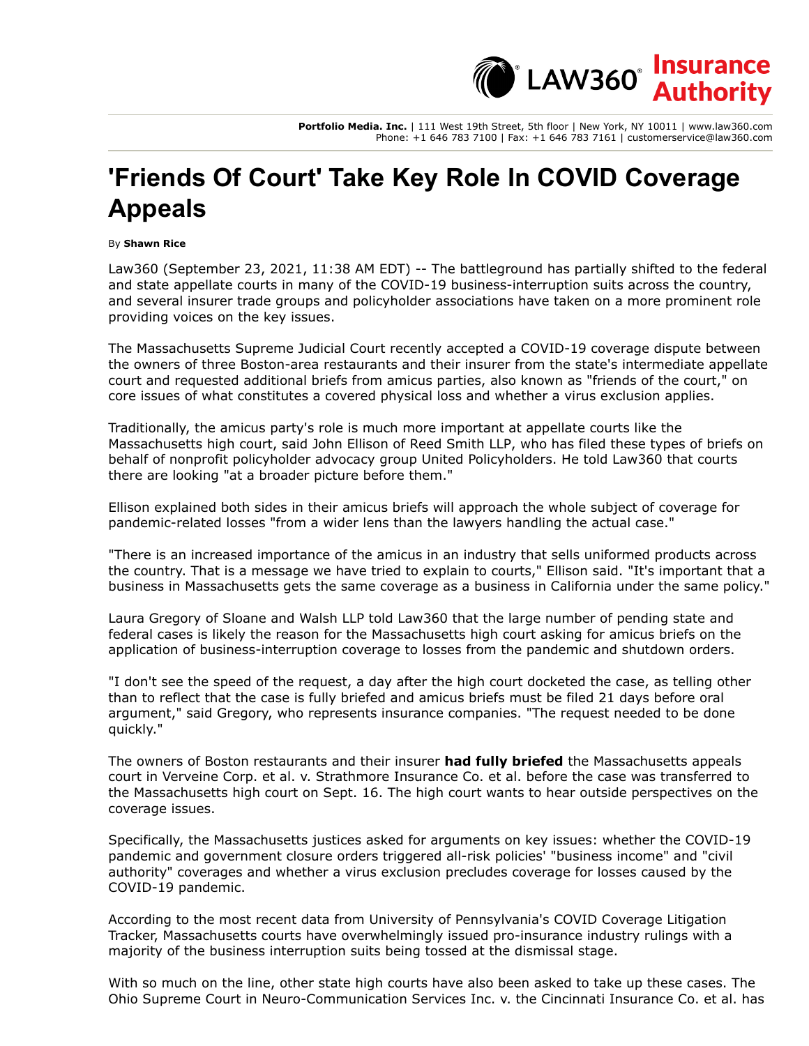# 'Friends Of Court' Take Key Role In COVID Coverage Appeals

By **Shawn Rice**

Law360 (September 23, 2021, 11:38 AM EDT) -- The battleground has partially shifted to the federal and state appellate courts in many of the COVID-19 business-interruption suits across the country, and several insurer trade groups and policyholder associations have taken on a more prominent role providing voices on the key issues.

The Massachusetts Supreme Judicial Court recently accepted a COVID-19 coverage dispute between the owners of three Boston-area restaurants and their insurer from the state's intermediate appellate court and requested additional briefs from amicus parties, also known as "friends of the court," on core issues of what constitutes a covered physical loss and whether a virus exclusion applies.

Traditionally, the amicus party's role is much more important at appellate courts like the Massachusetts high court, said John Ellison of Reed Smith LLP, who has filed these types of briefs on behalf of nonprofit policyholder advocacy group United Policyholders. He told Law360 that courts there are looking "at a broader picture before them."

Ellison explained both sides in their amicus briefs will approach the whole subject of coverage for pandemic-related losses "from a wider lens than the lawyers handling the actual case."

"There is an increased importance of the amicus in an industry that sells uniformed products across the country. That is a message we have tried to explain to courts," Ellison said. "It's important that a business in Massachusetts gets the same coverage as a business in California under the same policy."

Laura Gregory of Sloane and Walsh LLP told Law360 that the large number of pending state and federal cases is likely the reason for the Massachusetts high court asking for amicus briefs on the application of business-interruption coverage to losses from the pandemic and shutdown orders.

"I don't see the speed of the request, a day after the high court docketed the case, as telling other than to reflect that the case is fully briefed and amicus briefs must be filed 21 days before oral argument," said Gregory, who represents insurance companies. "The request needed to be done quickly."

The owners of Boston restaurants and their insurer **had fully briefed** the Massachusetts appeals court in Verveine Corp. et al. v. Strathmore Insurance Co. et al. before the case was transferred to the Massachusetts high court on Sept. 16. The high court wants to hear outside perspectives on the coverage issues.

Specifically, the Massachusetts justices asked for arguments on key issues: whether the COVID-19 pandemic and government closure orders triggered all-risk policies' "business income" and "civil authority" coverages and whether a virus exclusion precludes coverage for losses caused by the COVID-19 pandemic.

According to the most recent data from University of Pennsylvania's COVID Coverage Litigation Tracker, Massachusetts courts have overwhelmingly issued pro-insurance industry rulings with a majority of the business interruption suits being tossed at the dismissal stage.

With so much on the line, other state high courts have also been asked to take up these cases. The Ohio Supreme Court in Neuro-Communication Services Inc. v. the Cincinnati Insurance Co. et al. has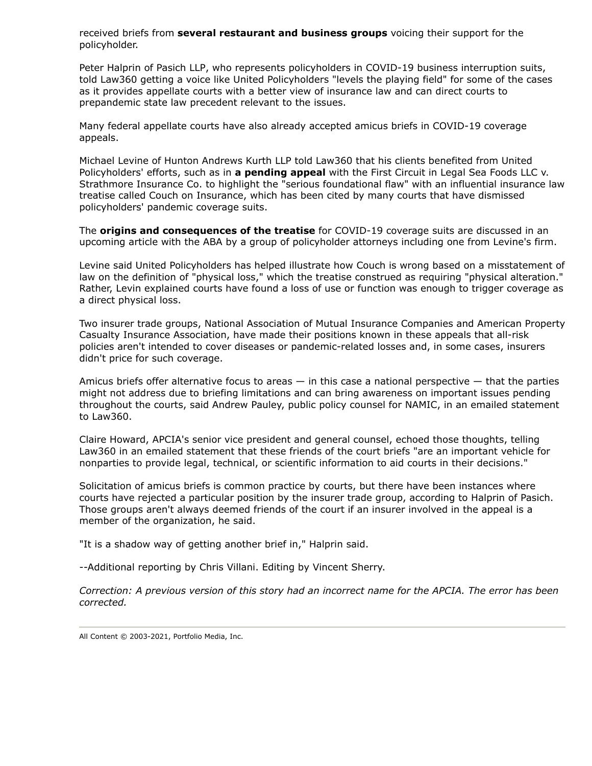received briefs from **several restaurant and business groups** voicing their support for the policyholder.

Peter Halprin of Pasich LLP, who represents policyholders in COVID-19 business interruption suits, told Law360 getting a voice like United Policyholders "levels the playing field" for some of the cases as it provides appellate courts with a better view of insurance law and can direct courts to prepandemic state law precedent relevant to the issues.

Many federal appellate courts have also already accepted amicus briefs in COVID-19 coverage appeals.

Michael Levine of Hunton Andrews Kurth LLP told Law360 that his clients benefited from United Policyholders' efforts, such as in **a pending appeal** with the First Circuit in Legal Sea Foods LLC v. Strathmore Insurance Co. to highlight the "serious foundational flaw" with an influential insurance law treatise called Couch on Insurance, which has been cited by many courts that have dismissed policyholders' pandemic coverage suits.

The **origins and consequences of the treatise** for COVID-19 coverage suits are discussed in an upcoming article with the ABA by a group of policyholder attorneys including one from Levine's firm.

Levine said United Policyholders has helped illustrate how Couch is wrong based on a misstatement of law on the definition of "physical loss," which the treatise construed as requiring "physical alteration." Rather, Levin explained courts have found a loss of use or function was enough to trigger coverage as a direct physical loss.

Two insurer trade groups, National Association of Mutual Insurance Companies and American Property Casualty Insurance Association, have made their positions known in these appeals that all-risk policies aren't intended to cover diseases or pandemic-related losses and, in some cases, insurers didn't price for such coverage.

Amicus briefs offer alternative focus to areas — in this case a national perspective — that the parties might not address due to briefing limitations and can bring awareness on important issues pending throughout the courts, said Andrew Pauley, public policy counsel for NAMIC, in an emailed statement to Law360.

Claire Howard, APCIA's senior vice president and general counsel, echoed those thoughts, telling Law360 in an emailed statement that these friends of the court briefs "are an important vehicle for nonparties to provide legal, technical, or scientific information to aid courts in their decisions."

Solicitation of amicus briefs is common practice by courts, but there have been instances where courts have rejected a particular position by the insurer trade group, according to Halprin of Pasich. Those groups aren't always deemed friends of the court if an insurer involved in the appeal is a member of the organization, he said.

"It is a shadow way of getting another brief in," Halprin said.

--Additional reporting by Chris Villani. Editing by Vincent Sherry.

*Correction: A previous version of this story had an incorrect name for the APCIA. The error has been corrected.*

All Content © 2003-2021, Portfolio Media, Inc.